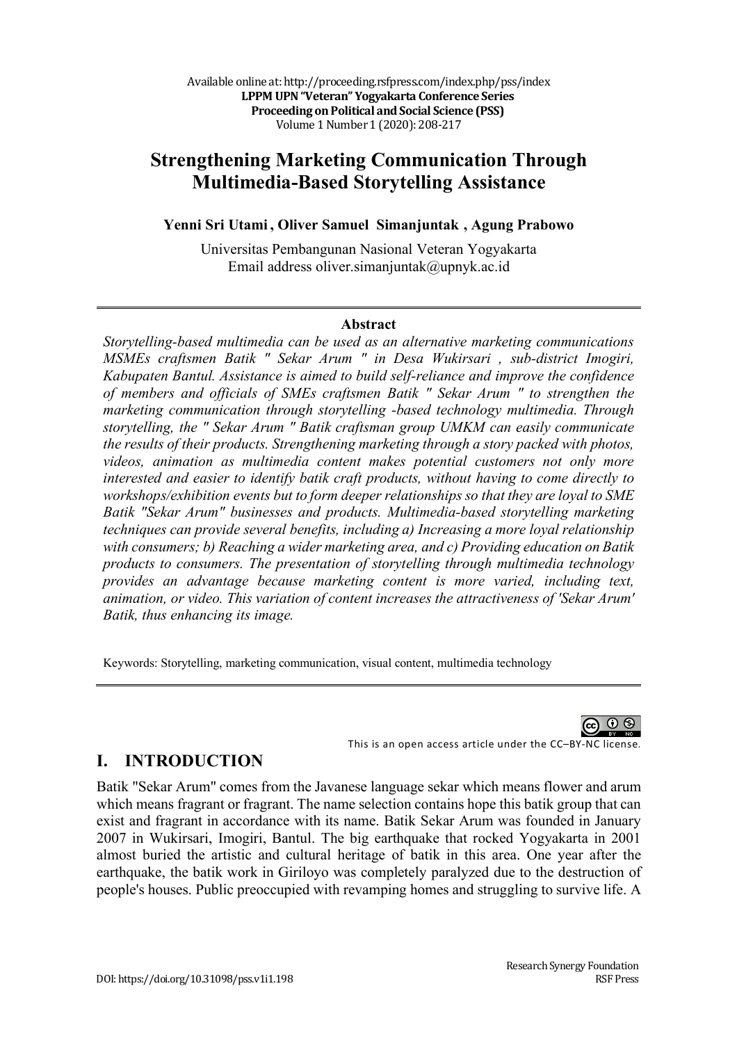# Strengthening Marketing Communication Through Multimedia-Based Storytelling Assistance

**Yenni Sri Utami , Oliver Samuel Simanjuntak , Agung Prabowo**

Universitas Pembangunan Nasional Veteran Yogyakarta
Email address oliver.simanjuntak@upnyk.ac.id

---

**Abstract**

*Storytelling-based multimedia can be used as an alternative marketing communications MSMEs craftsmen Batik " Sekar Arum " in Desa Wukirsari , sub-district Imogiri, Kabupaten Bantul. Assistance is aimed to build self-reliance and improve the confidence of members and officials of SMEs craftsmen Batik " Sekar Arum " to strengthen the marketing communication through storytelling -based technology multimedia. Through storytelling, the " Sekar Arum " Batik craftsman group UMKM can easily communicate the results of their products. Strengthening marketing through a story packed with photos, videos, animation as multimedia content makes potential customers not only more interested and easier to identify batik craft products, without having to come directly to workshops/exhibition events but to form deeper relationships so that they are loyal to SME Batik "Sekar Arum" businesses and products. Multimedia-based storytelling marketing techniques can provide several benefits, including a) Increasing a more loyal relationship with consumers; b) Reaching a wider marketing area, and c) Providing education on Batik products to consumers. The presentation of storytelling through multimedia technology provides an advantage because marketing content is more varied, including text, animation, or video. This variation of content increases the attractiveness of 'Sekar Arum' Batik, thus enhancing its image.*

Keywords: Storytelling, marketing communication, visual content, multimedia technology

---

This is an open access article under the CC–BY-NC license.

## I. INTRODUCTION

Batik "Sekar Arum" comes from the Javanese language sekar which means flower and arum which means fragrant or fragrant. The name selection contains hope this batik group that can exist and fragrant in accordance with its name. Batik Sekar Arum was founded in January 2007 in Wukirsari, Imogiri, Bantul. The big earthquake that rocked Yogyakarta in 2001 almost buried the artistic and cultural heritage of batik in this area. One year after the earthquake, the batik work in Giriloyo was completely paralyzed due to the destruction of people's houses. Public preoccupied with revamping homes and struggling to survive life. A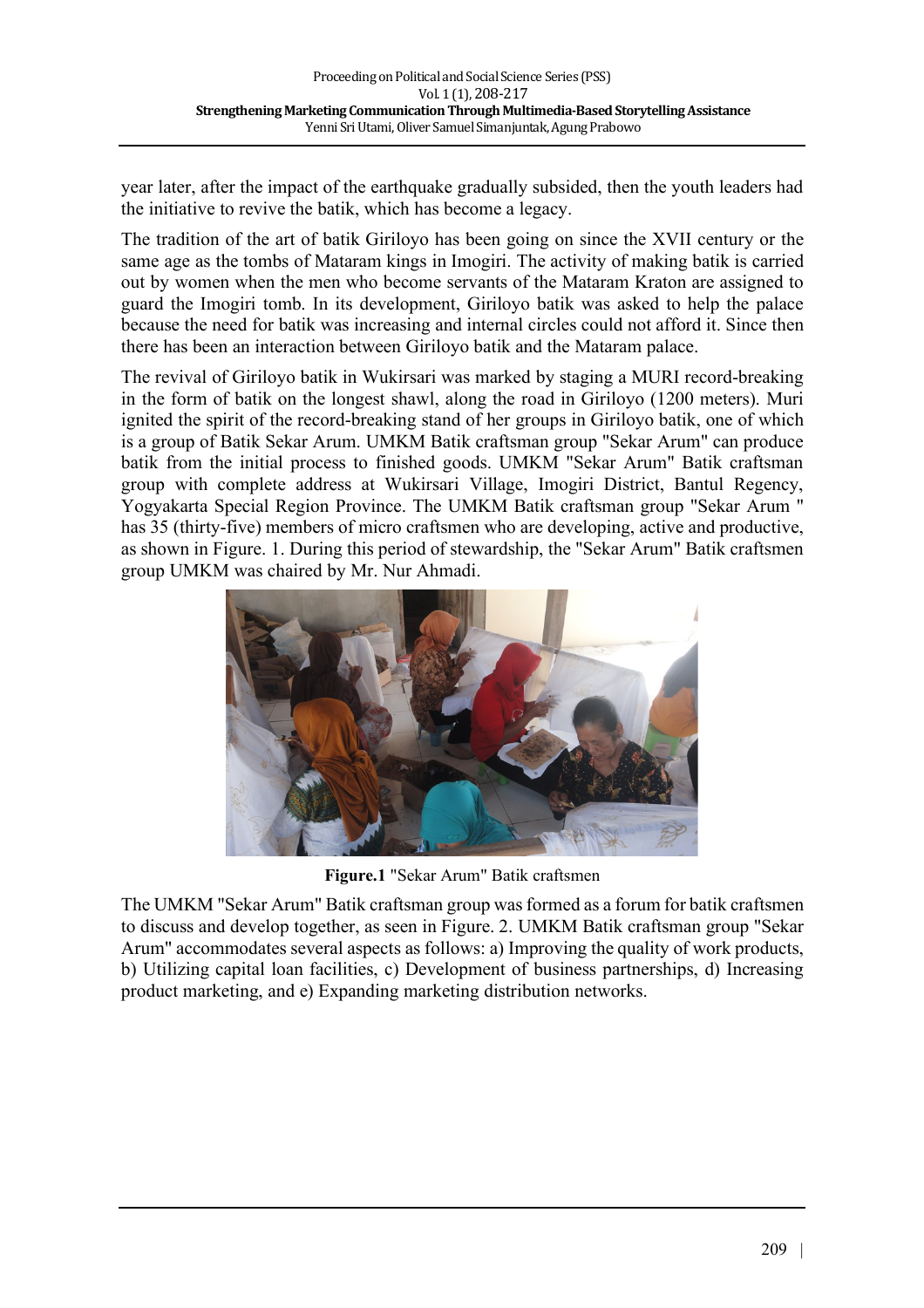year later, after the impact of the earthquake gradually subsided, then the youth leaders had the initiative to revive the batik, which has become a legacy.

The tradition of the art of batik Giriloyo has been going on since the XVII century or the same age as the tombs of Mataram kings in Imogiri. The activity of making batik is carried out by women when the men who become servants of the Mataram Kraton are assigned to guard the Imogiri tomb. In its development, Giriloyo batik was asked to help the palace because the need for batik was increasing and internal circles could not afford it. Since then there has been an interaction between Giriloyo batik and the Mataram palace.

The revival of Giriloyo batik in Wukirsari was marked by staging a MURI record-breaking in the form of batik on the longest shawl, along the road in Giriloyo (1200 meters). Muri ignited the spirit of the record-breaking stand of her groups in Giriloyo batik, one of which is a group of Batik Sekar Arum. UMKM Batik craftsman group "Sekar Arum" can produce batik from the initial process to finished goods. UMKM "Sekar Arum" Batik craftsman group with complete address at Wukirsari Village, Imogiri District, Bantul Regency, Yogyakarta Special Region Province. The UMKM Batik craftsman group "Sekar Arum " has 35 (thirty-five) members of micro craftsmen who are developing, active and productive, as shown in Figure. 1. During this period of stewardship, the "Sekar Arum" Batik craftsmen group UMKM was chaired by Mr. Nur Ahmadi.

**Figure.1** "Sekar Arum" Batik craftsmen

The UMKM "Sekar Arum" Batik craftsman group was formed as a forum for batik craftsmen to discuss and develop together, as seen in Figure. 2. UMKM Batik craftsman group "Sekar Arum" accommodates several aspects as follows: a) Improving the quality of work products, b) Utilizing capital loan facilities, c) Development of business partnerships, d) Increasing product marketing, and e) Expanding marketing distribution networks.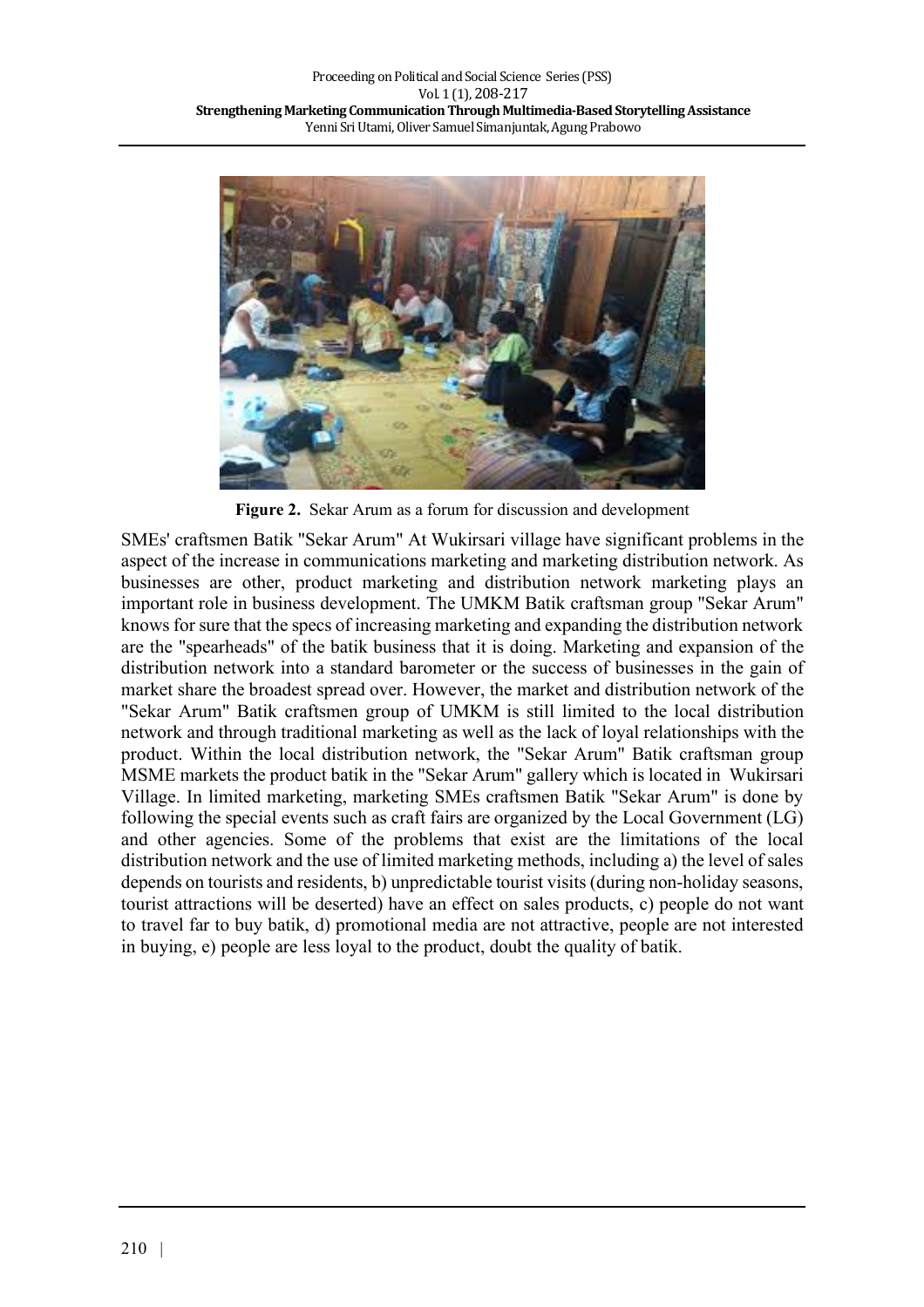**Figure 2.** Sekar Arum as a forum for discussion and development

SMEs' craftsmen Batik "Sekar Arum" At Wukirsari village have significant problems in the aspect of the increase in communications marketing and marketing distribution network. As businesses are other, product marketing and distribution network marketing plays an important role in business development. The UMKM Batik craftsman group "Sekar Arum" knows for sure that the specs of increasing marketing and expanding the distribution network are the "spearheads" of the batik business that it is doing. Marketing and expansion of the distribution network into a standard barometer or the success of businesses in the gain of market share the broadest spread over. However, the market and distribution network of the "Sekar Arum" Batik craftsmen group of UMKM is still limited to the local distribution network and through traditional marketing as well as the lack of loyal relationships with the product. Within the local distribution network, the "Sekar Arum" Batik craftsman group MSME markets the product batik in the "Sekar Arum" gallery which is located in Wukirsari Village. In limited marketing, marketing SMEs craftsmen Batik "Sekar Arum" is done by following the special events such as craft fairs are organized by the Local Government (LG) and other agencies. Some of the problems that exist are the limitations of the local distribution network and the use of limited marketing methods, including a) the level of sales depends on tourists and residents, b) unpredictable tourist visits (during non-holiday seasons, tourist attractions will be deserted) have an effect on sales products, c) people do not want to travel far to buy batik, d) promotional media are not attractive, people are not interested in buying, e) people are less loyal to the product, doubt the quality of batik.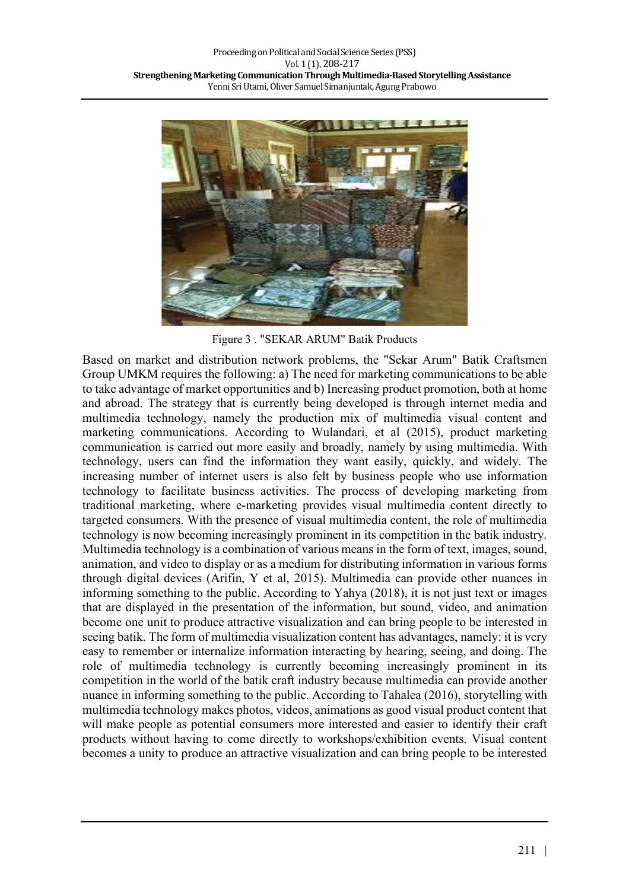Figure 3 . "SEKAR ARUM" Batik Products

Based on market and distribution network problems, the "Sekar Arum" Batik Craftsmen Group UMKM requires the following: a) The need for marketing communications to be able to take advantage of market opportunities and b) Increasing product promotion, both at home and abroad. The strategy that is currently being developed is through internet media and multimedia technology, namely the production mix of multimedia visual content and marketing communications. According to Wulandari, et al (2015), product marketing communication is carried out more easily and broadly, namely by using multimedia. With technology, users can find the information they want easily, quickly, and widely. The increasing number of internet users is also felt by business people who use information technology to facilitate business activities. The process of developing marketing from traditional marketing, where e-marketing provides visual multimedia content directly to targeted consumers. With the presence of visual multimedia content, the role of multimedia technology is now becoming increasingly prominent in its competition in the batik industry. Multimedia technology is a combination of various means in the form of text, images, sound, animation, and video to display or as a medium for distributing information in various forms through digital devices (Arifin, Y et al, 2015). Multimedia can provide other nuances in informing something to the public. According to Yahya (2018), it is not just text or images that are displayed in the presentation of the information, but sound, video, and animation become one unit to produce attractive visualization and can bring people to be interested in seeing batik. The form of multimedia visualization content has advantages, namely: it is very easy to remember or internalize information interacting by hearing, seeing, and doing. The role of multimedia technology is currently becoming increasingly prominent in its competition in the world of the batik craft industry because multimedia can provide another nuance in informing something to the public. According to Tahalea (2016), storytelling with multimedia technology makes photos, videos, animations as good visual product content that will make people as potential consumers more interested and easier to identify their craft products without having to come directly to workshops/exhibition events. Visual content becomes a unity to produce an attractive visualization and can bring people to be interested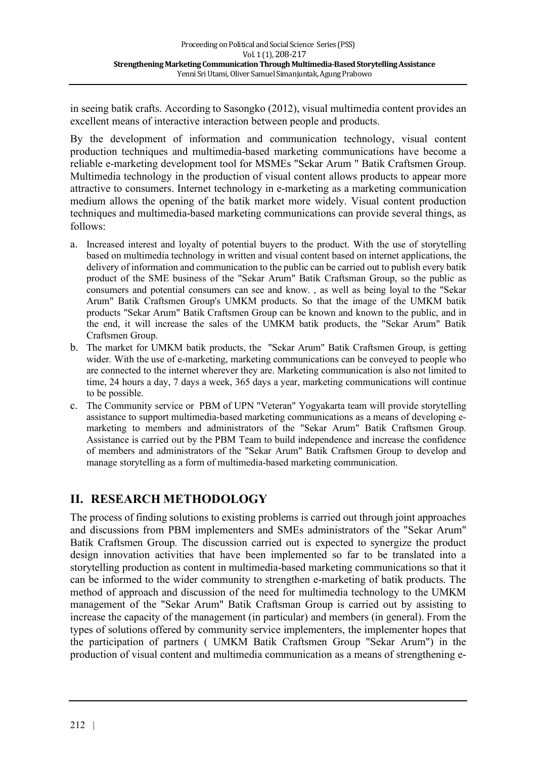in seeing batik crafts. According to Sasongko (2012), visual multimedia content provides an excellent means of interactive interaction between people and products.

By the development of information and communication technology, visual content production techniques and multimedia-based marketing communications have become a reliable e-marketing development tool for MSMEs "Sekar Arum " Batik Craftsmen Group. Multimedia technology in the production of visual content allows products to appear more attractive to consumers. Internet technology in e-marketing as a marketing communication medium allows the opening of the batik market more widely. Visual content production techniques and multimedia-based marketing communications can provide several things, as follows:

a. Increased interest and loyalty of potential buyers to the product. With the use of storytelling based on multimedia technology in written and visual content based on internet applications, the delivery of information and communication to the public can be carried out to publish every batik product of the SME business of the "Sekar Arum" Batik Craftsman Group, so the public as consumers and potential consumers can see and know. , as well as being loyal to the "Sekar Arum" Batik Craftsmen Group's UMKM products. So that the image of the UMKM batik products "Sekar Arum" Batik Craftsmen Group can be known and known to the public, and in the end, it will increase the sales of the UMKM batik products, the "Sekar Arum" Batik Craftsmen Group.
b. The market for UMKM batik products, the "Sekar Arum" Batik Craftsmen Group, is getting wider. With the use of e-marketing, marketing communications can be conveyed to people who are connected to the internet wherever they are. Marketing communication is also not limited to time, 24 hours a day, 7 days a week, 365 days a year, marketing communications will continue to be possible.
c. The Community service or PBM of UPN "Veteran" Yogyakarta team will provide storytelling assistance to support multimedia-based marketing communications as a means of developing e-marketing to members and administrators of the "Sekar Arum" Batik Craftsmen Group. Assistance is carried out by the PBM Team to build independence and increase the confidence of members and administrators of the "Sekar Arum" Batik Craftsmen Group to develop and manage storytelling as a form of multimedia-based marketing communication.

## II. RESEARCH METHODOLOGY

The process of finding solutions to existing problems is carried out through joint approaches and discussions from PBM implementers and SMEs administrators of the "Sekar Arum" Batik Craftsmen Group. The discussion carried out is expected to synergize the product design innovation activities that have been implemented so far to be translated into a storytelling production as content in multimedia-based marketing communications so that it can be informed to the wider community to strengthen e-marketing of batik products. The method of approach and discussion of the need for multimedia technology to the UMKM management of the "Sekar Arum" Batik Craftsman Group is carried out by assisting to increase the capacity of the management (in particular) and members (in general). From the types of solutions offered by community service implementers, the implementer hopes that the participation of partners ( UMKM Batik Craftsmen Group "Sekar Arum") in the production of visual content and multimedia communication as a means of strengthening e-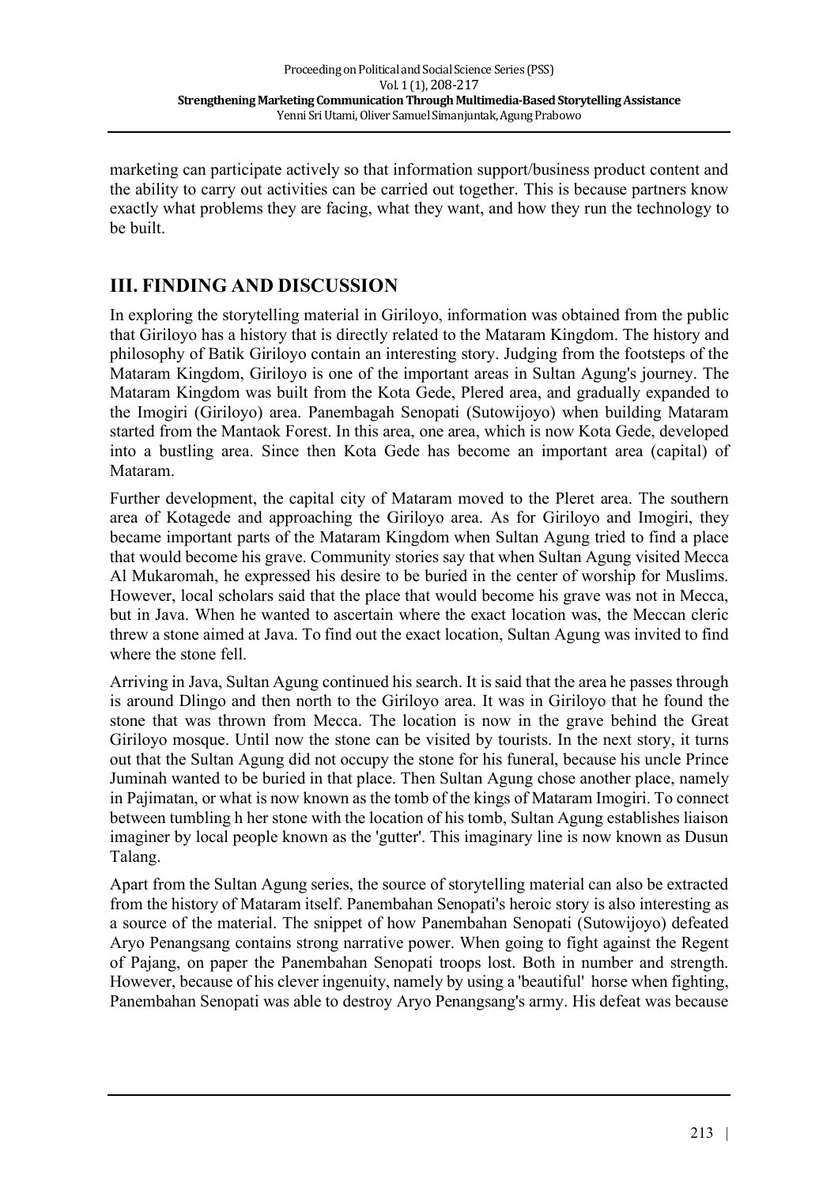marketing can participate actively so that information support/business product content and the ability to carry out activities can be carried out together. This is because partners know exactly what problems they are facing, what they want, and how they run the technology to be built.

## III. FINDING AND DISCUSSION

In exploring the storytelling material in Giriloyo, information was obtained from the public that Giriloyo has a history that is directly related to the Mataram Kingdom. The history and philosophy of Batik Giriloyo contain an interesting story. Judging from the footsteps of the Mataram Kingdom, Giriloyo is one of the important areas in Sultan Agung's journey. The Mataram Kingdom was built from the Kota Gede, Plered area, and gradually expanded to the Imogiri (Giriloyo) area. Panembagah Senopati (Sutowijoyo) when building Mataram started from the Mantaok Forest. In this area, one area, which is now Kota Gede, developed into a bustling area. Since then Kota Gede has become an important area (capital) of Mataram.

Further development, the capital city of Mataram moved to the Pleret area. The southern area of Kotagede and approaching the Giriloyo area. As for Giriloyo and Imogiri, they became important parts of the Mataram Kingdom when Sultan Agung tried to find a place that would become his grave. Community stories say that when Sultan Agung visited Mecca Al Mukaromah, he expressed his desire to be buried in the center of worship for Muslims. However, local scholars said that the place that would become his grave was not in Mecca, but in Java. When he wanted to ascertain where the exact location was, the Meccan cleric threw a stone aimed at Java. To find out the exact location, Sultan Agung was invited to find where the stone fell.

Arriving in Java, Sultan Agung continued his search. It is said that the area he passes through is around Dlingo and then north to the Giriloyo area. It was in Giriloyo that he found the stone that was thrown from Mecca. The location is now in the grave behind the Great Giriloyo mosque. Until now the stone can be visited by tourists. In the next story, it turns out that the Sultan Agung did not occupy the stone for his funeral, because his uncle Prince Juminah wanted to be buried in that place. Then Sultan Agung chose another place, namely in Pajimatan, or what is now known as the tomb of the kings of Mataram Imogiri. To connect between tumbling h her stone with the location of his tomb, Sultan Agung establishes liaison imaginer by local people known as the 'gutter'. This imaginary line is now known as Dusun Talang.

Apart from the Sultan Agung series, the source of storytelling material can also be extracted from the history of Mataram itself. Panembahan Senopati's heroic story is also interesting as a source of the material. The snippet of how Panembahan Senopati (Sutowijoyo) defeated Aryo Penangsang contains strong narrative power. When going to fight against the Regent of Pajang, on paper the Panembahan Senopati troops lost. Both in number and strength. However, because of his clever ingenuity, namely by using a 'beautiful' horse when fighting, Panembahan Senopati was able to destroy Aryo Penangsang's army. His defeat was because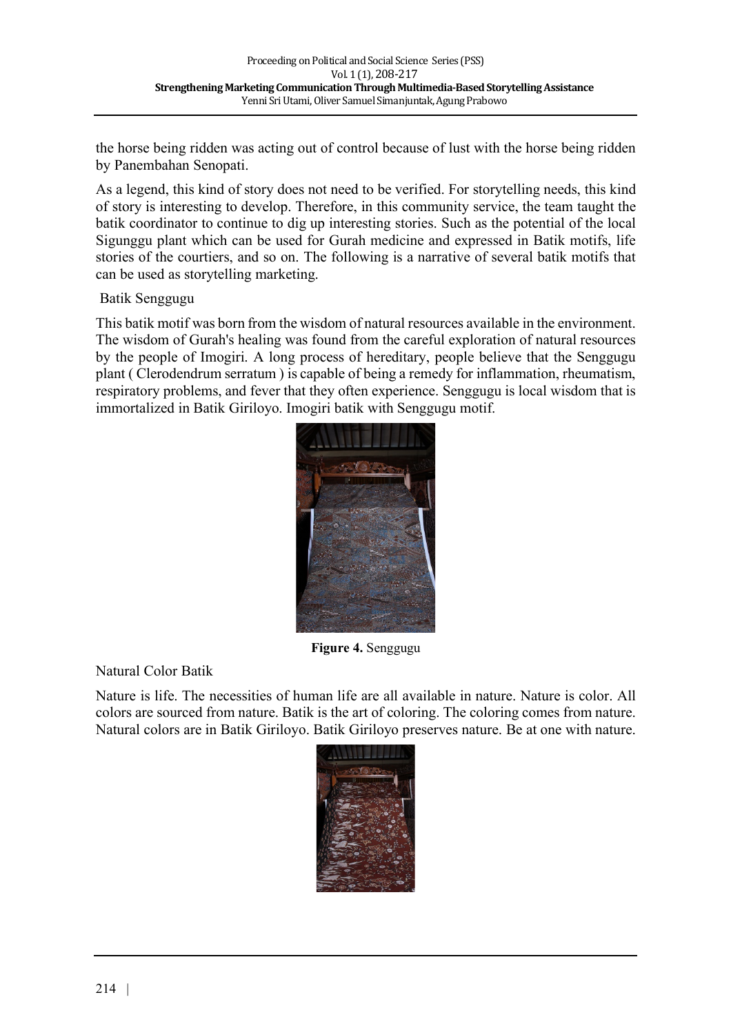the horse being ridden was acting out of control because of lust with the horse being ridden by Panembahan Senopati.

As a legend, this kind of story does not need to be verified. For storytelling needs, this kind of story is interesting to develop. Therefore, in this community service, the team taught the batik coordinator to continue to dig up interesting stories. Such as the potential of the local Sigunggu plant which can be used for Gurah medicine and expressed in Batik motifs, life stories of the courtiers, and so on. The following is a narrative of several batik motifs that can be used as storytelling marketing.

Batik Senggugu

This batik motif was born from the wisdom of natural resources available in the environment. The wisdom of Gurah's healing was found from the careful exploration of natural resources by the people of Imogiri. A long process of hereditary, people believe that the Senggugu plant ( Clerodendrum serratum ) is capable of being a remedy for inflammation, rheumatism, respiratory problems, and fever that they often experience. Senggugu is local wisdom that is immortalized in Batik Giriloyo. Imogiri batik with Senggugu motif.

**Figure 4.** Senggugu

Natural Color Batik

Nature is life. The necessities of human life are all available in nature. Nature is color. All colors are sourced from nature. Batik is the art of coloring. The coloring comes from nature. Natural colors are in Batik Giriloyo. Batik Giriloyo preserves nature. Be at one with nature.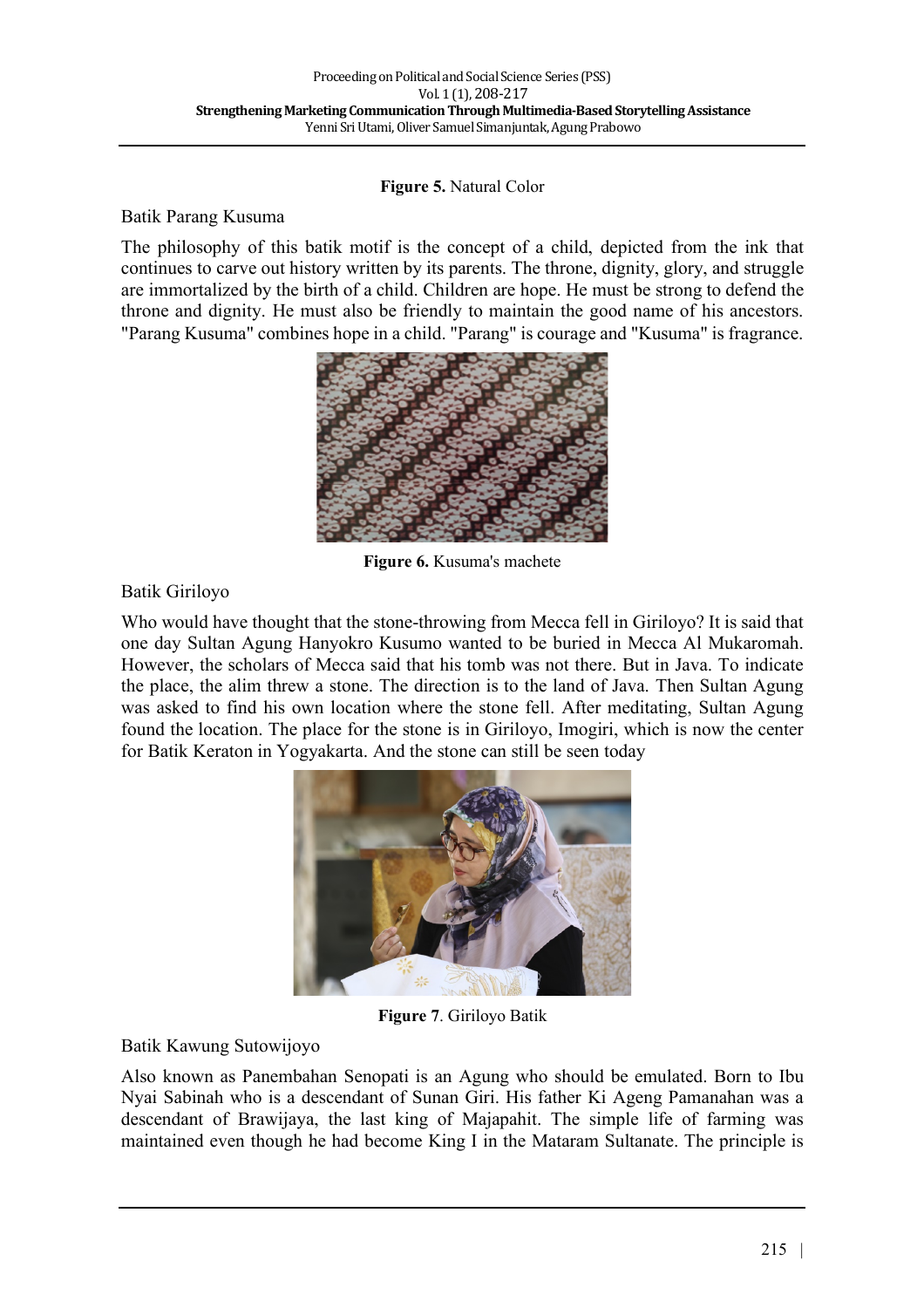**Figure 5.** Natural Color

Batik Parang Kusuma

The philosophy of this batik motif is the concept of a child, depicted from the ink that continues to carve out history written by its parents. The throne, dignity, glory, and struggle are immortalized by the birth of a child. Children are hope. He must be strong to defend the throne and dignity. He must also be friendly to maintain the good name of his ancestors. "Parang Kusuma" combines hope in a child. "Parang" is courage and "Kusuma" is fragrance.

**Figure 6.** Kusuma's machete

Batik Giriloyo

Who would have thought that the stone-throwing from Mecca fell in Giriloyo? It is said that one day Sultan Agung Hanyokro Kusumo wanted to be buried in Mecca Al Mukaromah. However, the scholars of Mecca said that his tomb was not there. But in Java. To indicate the place, the alim threw a stone. The direction is to the land of Java. Then Sultan Agung was asked to find his own location where the stone fell. After meditating, Sultan Agung found the location. The place for the stone is in Giriloyo, Imogiri, which is now the center for Batik Keraton in Yogyakarta. And the stone can still be seen today

**Figure 7**. Giriloyo Batik

Batik Kawung Sutowijoyo

Also known as Panembahan Senopati is an Agung who should be emulated. Born to Ibu Nyai Sabinah who is a descendant of Sunan Giri. His father Ki Ageng Pamanahan was a descendant of Brawijaya, the last king of Majapahit. The simple life of farming was maintained even though he had become King I in the Mataram Sultanate. The principle is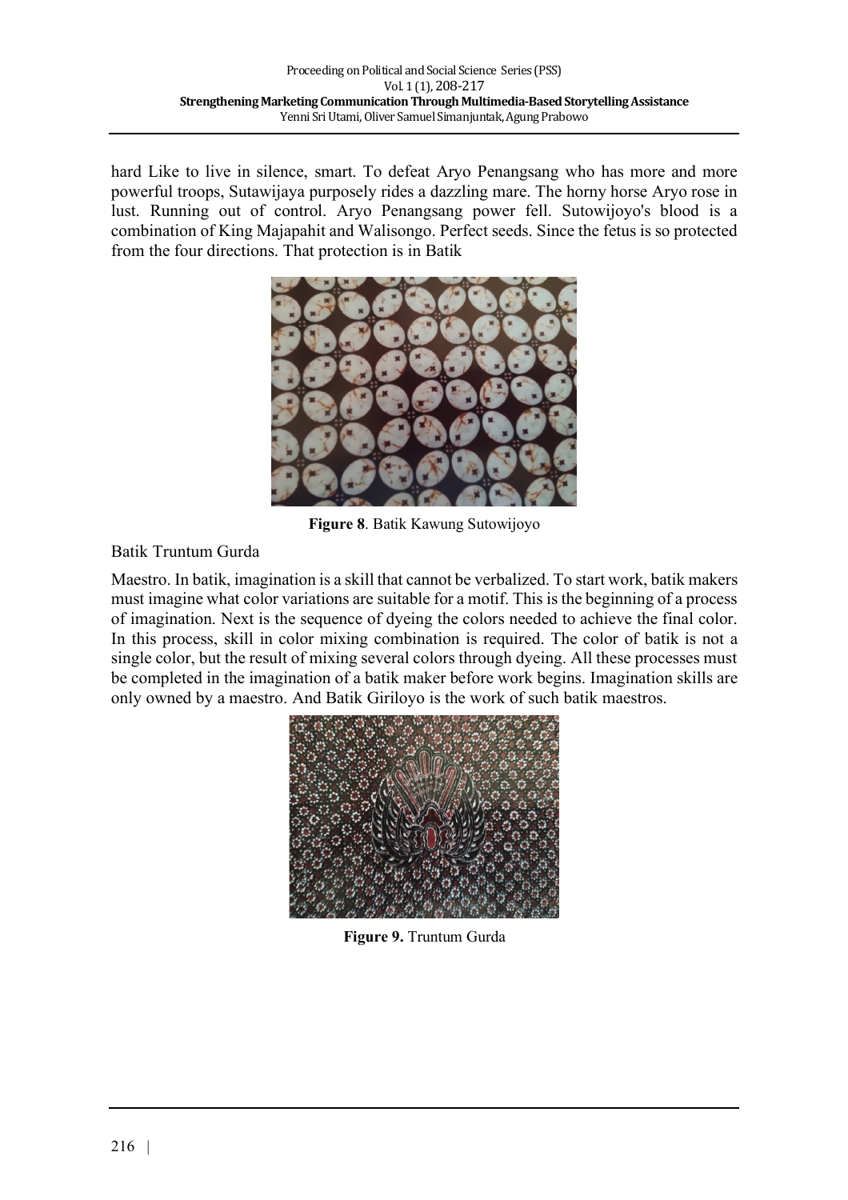hard Like to live in silence, smart. To defeat Aryo Penangsang who has more and more powerful troops, Sutawijaya purposely rides a dazzling mare. The horny horse Aryo rose in lust. Running out of control. Aryo Penangsang power fell. Sutowijoyo's blood is a combination of King Majapahit and Walisongo. Perfect seeds. Since the fetus is so protected from the four directions. That protection is in Batik

**Figure 8**. Batik Kawung Sutowijoyo

Batik Truntum Gurda

Maestro. In batik, imagination is a skill that cannot be verbalized. To start work, batik makers must imagine what color variations are suitable for a motif. This is the beginning of a process of imagination. Next is the sequence of dyeing the colors needed to achieve the final color. In this process, skill in color mixing combination is required. The color of batik is not a single color, but the result of mixing several colors through dyeing. All these processes must be completed in the imagination of a batik maker before work begins. Imagination skills are only owned by a maestro. And Batik Giriloyo is the work of such batik maestros.

**Figure 9.** Truntum Gurda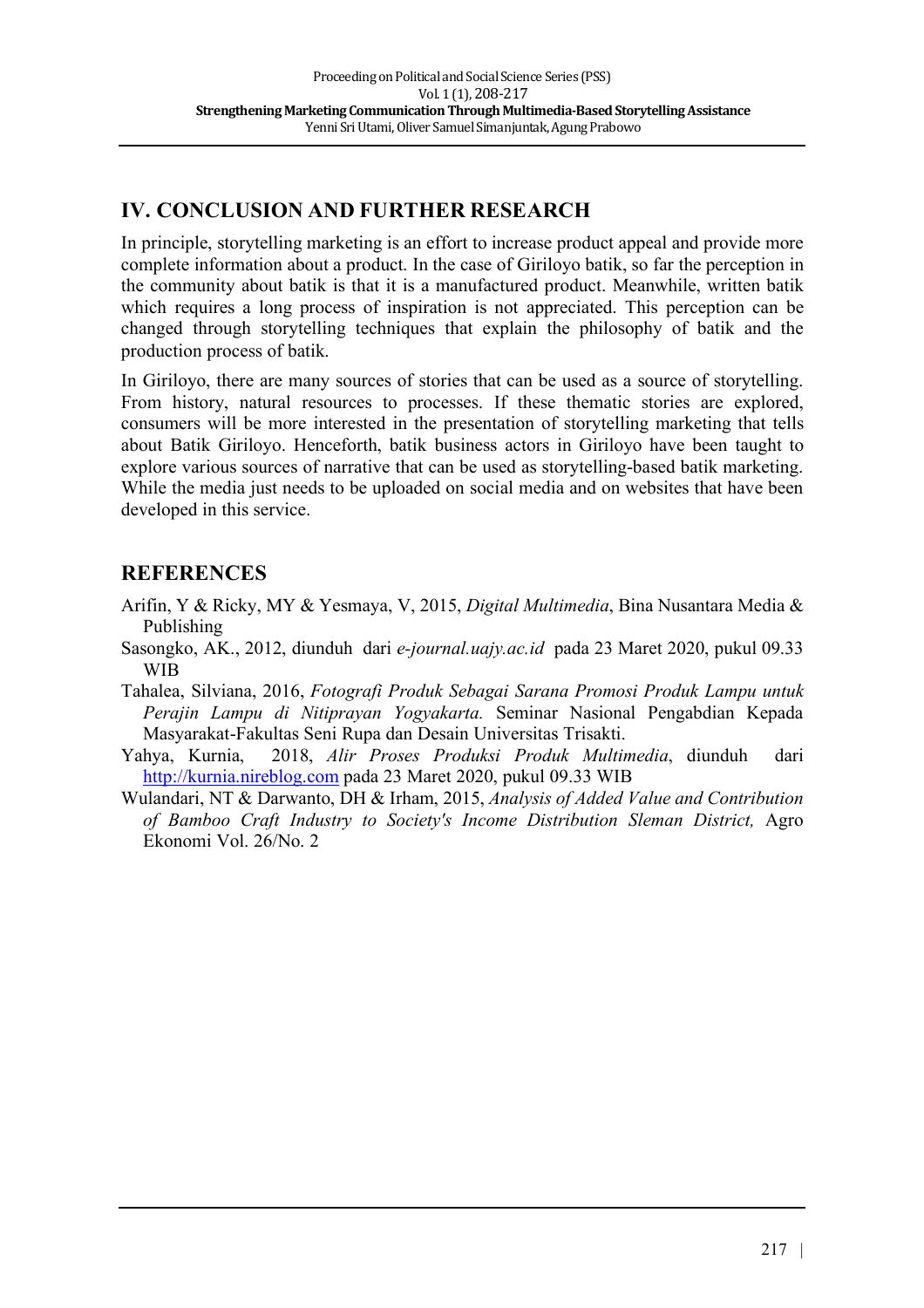## IV. CONCLUSION AND FURTHER RESEARCH

In principle, storytelling marketing is an effort to increase product appeal and provide more complete information about a product. In the case of Giriloyo batik, so far the perception in the community about batik is that it is a manufactured product. Meanwhile, written batik which requires a long process of inspiration is not appreciated. This perception can be changed through storytelling techniques that explain the philosophy of batik and the production process of batik.

In Giriloyo, there are many sources of stories that can be used as a source of storytelling. From history, natural resources to processes. If these thematic stories are explored, consumers will be more interested in the presentation of storytelling marketing that tells about Batik Giriloyo. Henceforth, batik business actors in Giriloyo have been taught to explore various sources of narrative that can be used as storytelling-based batik marketing. While the media just needs to be uploaded on social media and on websites that have been developed in this service.

## REFERENCES

Arifin, Y & Ricky, MY & Yesmaya, V, 2015, *Digital Multimedia*, Bina Nusantara Media & Publishing

Sasongko, AK., 2012, diunduh dari *e-journal.uajy.ac.id* pada 23 Maret 2020, pukul 09.33 WIB

Tahalea, Silviana, 2016, *Fotografi Produk Sebagai Sarana Promosi Produk Lampu untuk Perajin Lampu di Nitiprayan Yogyakarta.* Seminar Nasional Pengabdian Kepada Masyarakat-Fakultas Seni Rupa dan Desain Universitas Trisakti.

Yahya, Kurnia, 2018, *Alir Proses Produksi Produk Multimedia*, diunduh dari http://kurnia.nireblog.com pada 23 Maret 2020, pukul 09.33 WIB

Wulandari, NT & Darwanto, DH & Irham, 2015, *Analysis of Added Value and Contribution of Bamboo Craft Industry to Society's Income Distribution Sleman District,* Agro Ekonomi Vol. 26/No. 2